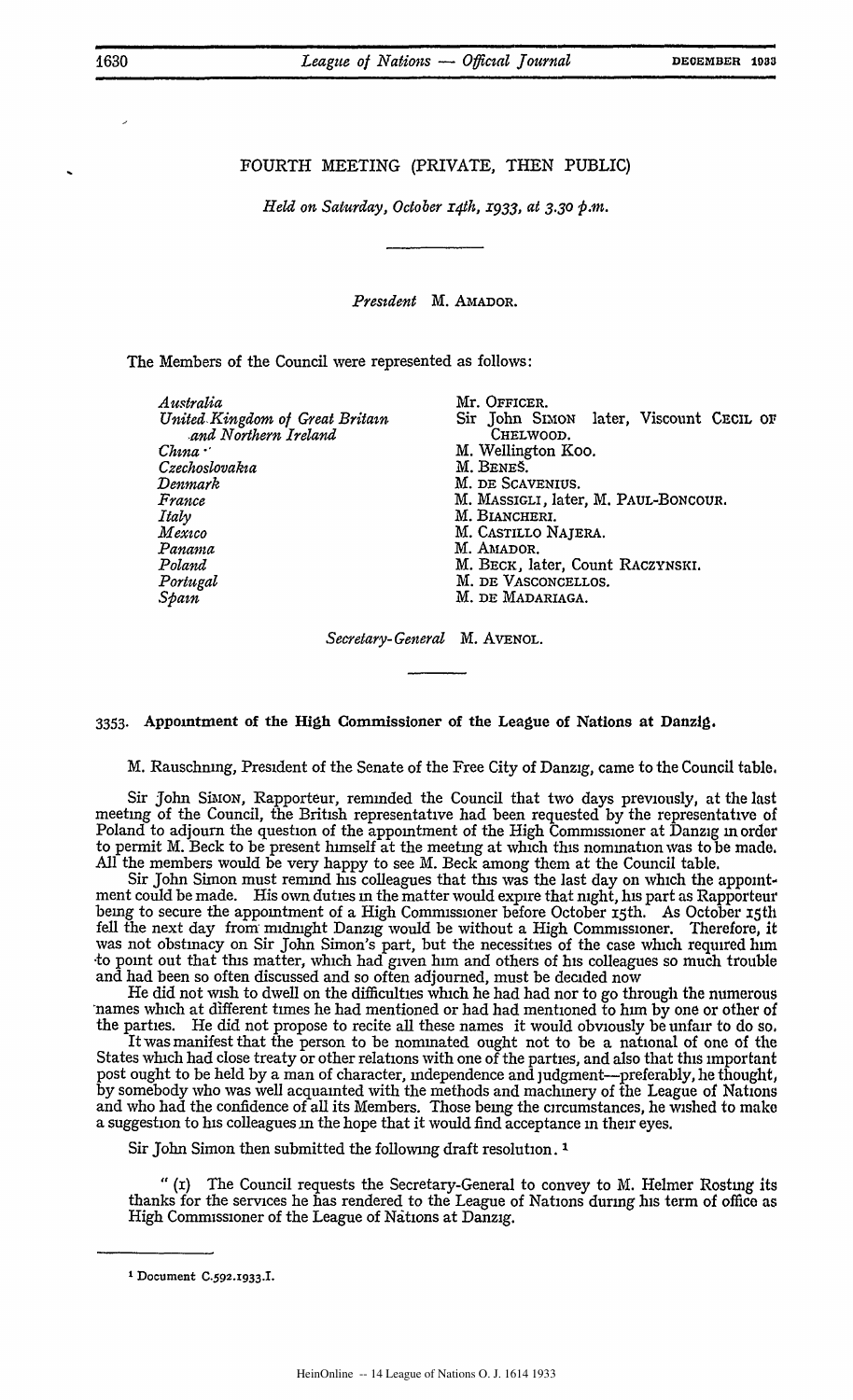# FOURTH MEETING (PRIVATE, THEN PUBLIC)

*Held on Saturday, October 14th, 1933, at 3.30 p.m.*

---

*President* M. AMADOR.

The Members of the Council were represented as follows:

| | |
|---|---|
| *Australia* | Mr. OFFICER. |
| *United Kingdom of Great Britain and Northern Ireland* | Sir John SIMON later, Viscount CECIL OF CHELWOOD. |
| *China* | M. Wellington Koo. |
| *Czechoslovakia* | M. BENEŠ. |
| *Denmark* | M. DE SCAVENIUS. |
| *France* | M. MASSIGLI, later, M. PAUL-BONCOUR. |
| *Italy* | M. BIANCHERI. |
| *Mexico* | M. CASTILLO NAJERA. |
| *Panama* | M. AMADOR. |
| *Poland* | M. BECK, later, Count RACZYNSKI. |
| *Portugal* | M. DE VASCONCELLOS. |
| *Spain* | M. DE MADARIAGA. |

*Secretary-General* M. AVENOL.

---

## 3353. Appointment of the High Commissioner of the League of Nations at Danzig.

M. Rauschning, President of the Senate of the Free City of Danzig, came to the Council table.

Sir John SIMON, Rapporteur, reminded the Council that two days previously, at the last meeting of the Council, the British representative had been requested by the representative of Poland to adjourn the question of the appointment of the High Commissioner at Danzig in order to permit M. Beck to be present himself at the meeting at which this nomination was to be made. All the members would be very happy to see M. Beck among them at the Council table.

Sir John Simon must remind his colleagues that this was the last day on which the appointment could be made. His own duties in the matter would expire that night, his part as Rapporteur being to secure the appointment of a High Commissioner before October 15th. As October 15th fell the next day from midnight Danzig would be without a High Commissioner. Therefore, it was not obstinacy on Sir John Simon's part, but the necessities of the case which required him to point out that this matter, which had given him and others of his colleagues so much trouble and had been so often discussed and so often adjourned, must be decided now.

He did not wish to dwell on the difficulties which he had had nor to go through the numerous names which at different times he had mentioned or had had mentioned to him by one or other of the parties. He did not propose to recite all these names it would obviously be unfair to do so.

It was manifest that the person to be nominated ought not to be a national of one of the States which had close treaty or other relations with one of the parties, and also that this important post ought to be held by a man of character, independence and judgment—preferably, he thought, by somebody who was well acquainted with the methods and machinery of the League of Nations and who had the confidence of all its Members. Those being the circumstances, he wished to make a suggestion to his colleagues in the hope that it would find acceptance in their eyes.

Sir John Simon then submitted the following draft resolution.[1]

"(1) The Council requests the Secretary-General to convey to M. Helmer Rosting its thanks for the services he has rendered to the League of Nations during his term of office as High Commissioner of the League of Nations at Danzig.

---

[1] Document C.592.1933.I.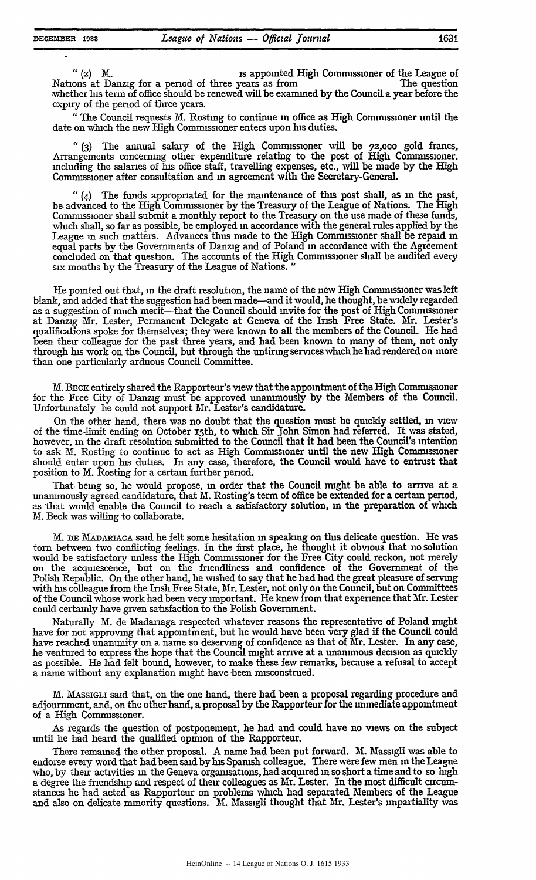" (2) M.                                                    is appointed High Commissioner of the League of Nations at Danzig for a period of three years as from                                   The question whether his term of office should be renewed will be examined by the Council a year before the expiry of the period of three years.

" The Council requests M. Rosting to continue in office as High Commissioner until the date on which the new High Commissioner enters upon his duties.

" (3) The annual salary of the High Commissioner will be 72,000 gold francs, Arrangements concerning other expenditure relating to the post of High Commissioner. including the salaries of his office staff, travelling expenses, etc., will be made by the High Commissioner after consultation and in agreement with the Secretary-General.

" (4) The funds appropriated for the maintenance of this post shall, as in the past, be advanced to the High Commissioner by the Treasury of the League of Nations. The High Commissioner shall submit a monthly report to the Treasury on the use made of these funds, which shall, so far as possible, be employed in accordance with the general rules applied by the League in such matters. Advances thus made to the High Commissioner shall be repaid in equal parts by the Governments of Danzig and of Poland in accordance with the Agreement concluded on that question. The accounts of the High Commissioner shall be audited every six months by the Treasury of the League of Nations. "

He pointed out that, in the draft resolution, the name of the new High Commissioner was left blank, and added that the suggestion had been made—and it would, he thought, be widely regarded as a suggestion of much merit—that the Council should invite for the post of High Commissioner at Danzig Mr. Lester, Permanent Delegate at Geneva of the Irish Free State. Mr. Lester's qualifications spoke for themselves; they were known to all the members of the Council. He had been their colleague for the past three years, and had been known to many of them, not only through his work on the Council, but through the untiring services which he had rendered on more than one particularly arduous Council Committee.

M. BECK entirely shared the Rapporteur's view that the appointment of the High Commissioner for the Free City of Danzig must be approved unanimously by the Members of the Council. Unfortunately he could not support Mr. Lester's candidature.

On the other hand, there was no doubt that the question must be quickly settled, in view of the time-limit ending on October 15th, to which Sir John Simon had referred. It was stated, however, in the draft resolution submitted to the Council that it had been the Council's intention to ask M. Rosting to continue to act as High Commissioner until the new High Commissioner should enter upon his duties. In any case, therefore, the Council would have to entrust that position to M. Rosting for a certain further period.

That being so, he would propose, in order that the Council might be able to arrive at a unanimously agreed candidature, that M. Rosting's term of office be extended for a certain period, as that would enable the Council to reach a satisfactory solution, in the preparation of which M. Beck was willing to collaborate.

M. DE MADARIAGA said he felt some hesitation in speaking on this delicate question. He was torn between two conflicting feelings. In the first place, he thought it obvious that no solution would be satisfactory unless the High Commissioner for the Free City could reckon, not merely on the acquiescence, but on the friendliness and confidence of the Government of the Polish Republic. On the other hand, he wished to say that he had had the great pleasure of serving with his colleague from the Irish Free State, Mr. Lester, not only on the Council, but on Committees of the Council whose work had been very important. He knew from that experience that Mr. Lester could certainly have given satisfaction to the Polish Government.

Naturally M. de Madariaga respected whatever reasons the representative of Poland might have for not approving that appointment, but he would have been very glad if the Council could have reached unanimity on a name so deserving of confidence as that of Mr. Lester. In any case, he ventured to express the hope that the Council might arrive at a unanimous decision as quickly as possible. He had felt bound, however, to make these few remarks, because a refusal to accept a name without any explanation might have been misconstrued.

M. MASSIGLI said that, on the one hand, there had been a proposal regarding procedure and adjournment, and, on the other hand, a proposal by the Rapporteur for the immediate appointment of a High Commissioner.

As regards the question of postponement, he had and could have no views on the subject until he had heard the qualified opinion of the Rapporteur.

There remained the other proposal. A name had been put forward. M. Massigli was able to endorse every word that had been said by his Spanish colleague. There were few men in the League who, by their activities in the Geneva organisations, had acquired in so short a time and to so high a degree the friendship and respect of their colleagues as Mr. Lester. In the most difficult circumstances he had acted as Rapporteur on problems which had separated Members of the League and also on delicate minority questions. M. Massigli thought that Mr. Lester's impartiality was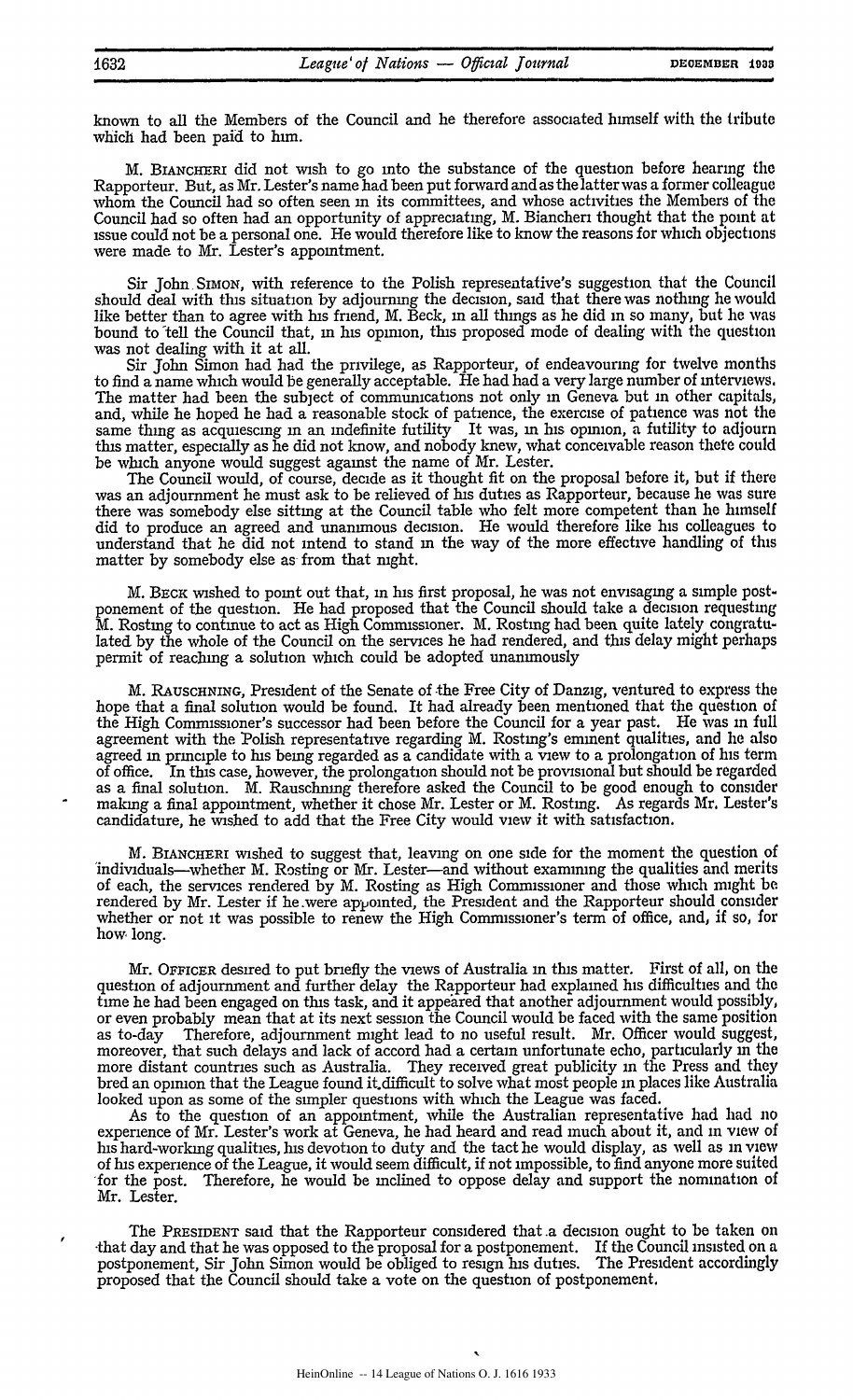known to all the Members of the Council and he therefore associated himself with the tribute which had been paid to him.

M. BIANCHERI did not wish to go into the substance of the question before hearing the Rapporteur. But, as Mr. Lester's name had been put forward and as the latter was a former colleague whom the Council had so often seen in its committees, and whose activities the Members of the Council had so often had an opportunity of appreciating, M. Biancheri thought that the point at issue could not be a personal one. He would therefore like to know the reasons for which objections were made to Mr. Lester's appointment.

Sir John SIMON, with reference to the Polish representative's suggestion that the Council should deal with this situation by adjourning the decision, said that there was nothing he would like better than to agree with his friend, M. Beck, in all things as he did in so many, but he was bound to tell the Council that, in his opinion, this proposed mode of dealing with the question was not dealing with it at all.

Sir John Simon had had the privilege, as Rapporteur, of endeavouring for twelve months to find a name which would be generally acceptable. He had had a very large number of interviews. The matter had been the subject of communications not only in Geneva but in other capitals, and, while he hoped he had a reasonable stock of patience, the exercise of patience was not the same thing as acquiescing in an indefinite futility. It was, in his opinion, a futility to adjourn this matter, especially as he did not know, and nobody knew, what conceivable reason there could be which anyone would suggest against the name of Mr. Lester.

The Council would, of course, decide as it thought fit on the proposal before it, but if there was an adjournment he must ask to be relieved of his duties as Rapporteur, because he was sure there was somebody else sitting at the Council table who felt more competent than he himself did to produce an agreed and unanimous decision. He would therefore like his colleagues to understand that he did not intend to stand in the way of the more effective handling of this matter by somebody else as from that night.

M. BECK wished to point out that, in his first proposal, he was not envisaging a simple postponement of the question. He had proposed that the Council should take a decision requesting M. Rosting to continue to act as High Commissioner. M. Rosting had been quite lately congratulated by the whole of the Council on the services he had rendered, and this delay might perhaps permit of reaching a solution which could be adopted unanimously.

M. RAUSCHNING, President of the Senate of the Free City of Danzig, ventured to express the hope that a final solution would be found. It had already been mentioned that the question of the High Commissioner's successor had been before the Council for a year past. He was in full agreement with the Polish representative regarding M. Rosting's eminent qualities, and he also agreed in principle to his being regarded as a candidate with a view to a prolongation of his term of office. In this case, however, the prolongation should not be provisional but should be regarded as a final solution. M. Rauschning therefore asked the Council to be good enough to consider making a final appointment, whether it chose Mr. Lester or M. Rosting. As regards Mr. Lester's candidature, he wished to add that the Free City would view it with satisfaction.

M. BIANCHERI wished to suggest that, leaving on one side for the moment the question of individuals—whether M. Rosting or Mr. Lester—and without examining the qualities and merits of each, the services rendered by M. Rosting as High Commissioner and those which might be rendered by Mr. Lester if he were appointed, the President and the Rapporteur should consider whether or not it was possible to renew the High Commissioner's term of office, and, if so, for how long.

Mr. OFFICER desired to put briefly the views of Australia in this matter. First of all, on the question of adjournment and further delay the Rapporteur had explained his difficulties and the time he had been engaged on this task, and it appeared that another adjournment would possibly, or even probably mean that at its next session the Council would be faced with the same position as to-day. Therefore, adjournment might lead to no useful result. Mr. Officer would suggest, moreover, that such delays and lack of accord had a certain unfortunate echo, particularly in the more distant countries such as Australia. They received great publicity in the Press and they bred an opinion that the League found it difficult to solve what most people in places like Australia looked upon as some of the simpler questions with which the League was faced.

As to the question of an appointment, while the Australian representative had had no experience of Mr. Lester's work at Geneva, he had heard and read much about it, and in view of his hard-working qualities, his devotion to duty and the tact he would display, as well as in view of his experience of the League, it would seem difficult, if not impossible, to find anyone more suited for the post. Therefore, he would be inclined to oppose delay and support the nomination of Mr. Lester.

The PRESIDENT said that the Rapporteur considered that a decision ought to be taken on that day and that he was opposed to the proposal for a postponement. If the Council insisted on a postponement, Sir John Simon would be obliged to resign his duties. The President accordingly proposed that the Council should take a vote on the question of postponement.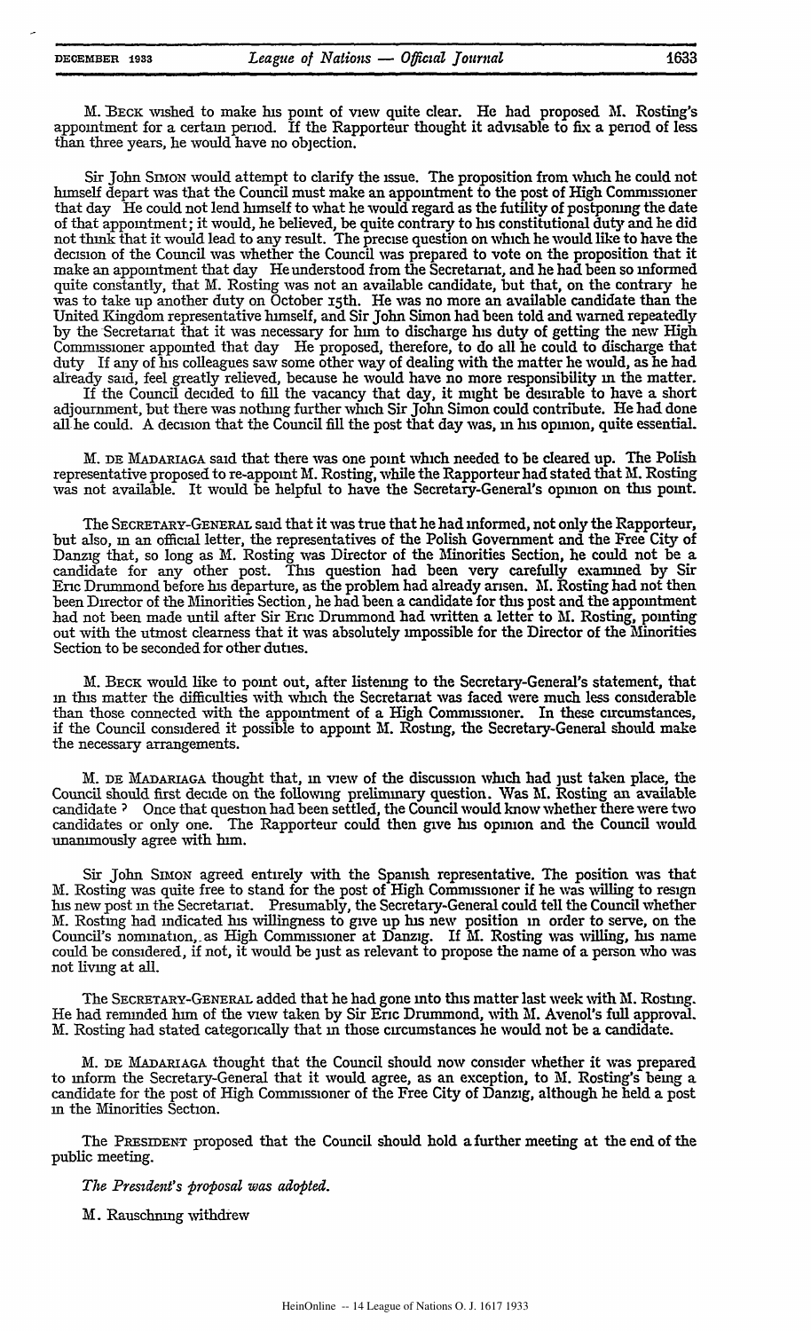M. BECK wished to make his point of view quite clear. He had proposed M. Rosting's appointment for a certain period. If the Rapporteur thought it advisable to fix a period of less than three years, he would have no objection.

Sir John SIMON would attempt to clarify the issue. The proposition from which he could not himself depart was that the Council must make an appointment to the post of High Commissioner that day He could not lend himself to what he would regard as the futility of postponing the date of that appointment; it would, he believed, be quite contrary to his constitutional duty and he did not think that it would lead to any result. The precise question on which he would like to have the decision of the Council was whether the Council was prepared to vote on the proposition that it make an appointment that day He understood from the Secretariat, and he had been so informed quite constantly, that M. Rosting was not an available candidate, but that, on the contrary he was to take up another duty on October 15th. He was no more an available candidate than the United Kingdom representative himself, and Sir John Simon had been told and warned repeatedly by the Secretariat that it was necessary for him to discharge his duty of getting the new High Commissioner appointed that day He proposed, therefore, to do all he could to discharge that duty If any of his colleagues saw some other way of dealing with the matter he would, as he had already said, feel greatly relieved, because he would have no more responsibility in the matter.

If the Council decided to fill the vacancy that day, it might be desirable to have a short adjournment, but there was nothing further which Sir John Simon could contribute. He had done all he could. A decision that the Council fill the post that day was, in his opinion, quite essential.

M. DE MADARIAGA said that there was one point which needed to be cleared up. The Polish representative proposed to re-appoint M. Rosting, while the Rapporteur had stated that M. Rosting was not available. It would be helpful to have the Secretary-General's opinion on this point.

The SECRETARY-GENERAL said that it was true that he had informed, not only the Rapporteur, but also, in an official letter, the representatives of the Polish Government and the Free City of Danzig that, so long as M. Rosting was Director of the Minorities Section, he could not be a candidate for any other post. This question had been very carefully examined by Sir Eric Drummond before his departure, as the problem had already arisen. M. Rosting had not then been Director of the Minorities Section, he had been a candidate for this post and the appointment had not been made until after Sir Eric Drummond had written a letter to M. Rosting, pointing out with the utmost clearness that it was absolutely impossible for the Director of the Minorities Section to be seconded for other duties.

M. BECK would like to point out, after listening to the Secretary-General's statement, that in this matter the difficulties with which the Secretariat was faced were much less considerable than those connected with the appointment of a High Commissioner. In these circumstances, if the Council considered it possible to appoint M. Rosting, the Secretary-General should make the necessary arrangements.

M. DE MADARIAGA thought that, in view of the discussion which had just taken place, the Council should first decide on the following preliminary question. Was M. Rosting an available candidate ? Once that question had been settled, the Council would know whether there were two candidates or only one. The Rapporteur could then give his opinion and the Council would unanimously agree with him.

Sir John SIMON agreed entirely with the Spanish representative. The position was that M. Rosting was quite free to stand for the post of High Commissioner if he was willing to resign his new post in the Secretariat. Presumably, the Secretary-General could tell the Council whether M. Rosting had indicated his willingness to give up his new position in order to serve, on the Council's nomination, as High Commissioner at Danzig. If M. Rosting was willing, his name could be considered, if not, it would be just as relevant to propose the name of a person who was not living at all.

The SECRETARY-GENERAL added that he had gone into this matter last week with M. Rosting. He had reminded him of the view taken by Sir Eric Drummond, with M. Avenol's full approval. M. Rosting had stated categorically that in those circumstances he would not be a candidate.

M. DE MADARIAGA thought that the Council should now consider whether it was prepared to inform the Secretary-General that it would agree, as an exception, to M. Rosting's being a candidate for the post of High Commissioner of the Free City of Danzig, although he held a post in the Minorities Section.

The PRESIDENT proposed that the Council should hold a further meeting at the end of the public meeting.

*The President's proposal was adopted.*

M. Rauschning withdrew